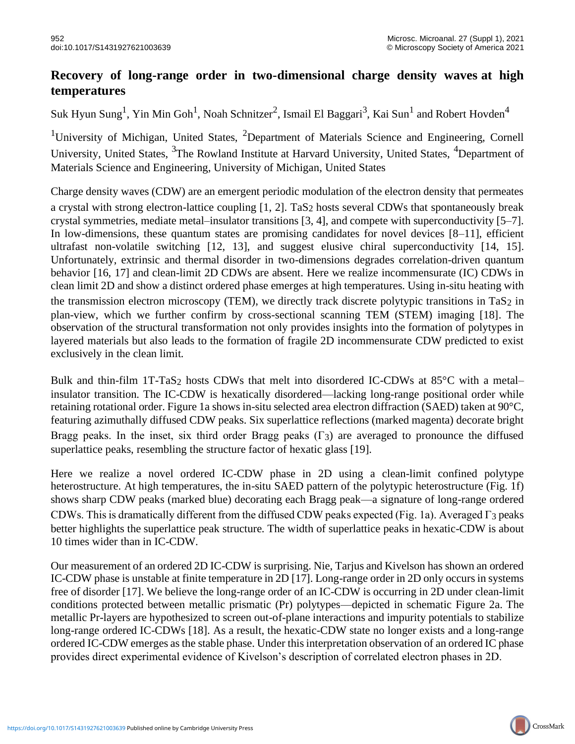# Recovery of long-range order in two-dimensional charge density waves at high temperatures

Suk Hyun Sung[1], Yin Min Goh[1], Noah Schnitzer[2], Ismail El Baggari[3], Kai Sun[1] and Robert Hovden[4]

[1]University of Michigan, United States, [2]Department of Materials Science and Engineering, Cornell University, United States, [3]The Rowland Institute at Harvard University, United States, [4]Department of Materials Science and Engineering, University of Michigan, United States

Charge density waves (CDW) are an emergent periodic modulation of the electron density that permeates a crystal with strong electron-lattice coupling [1, 2]. $TaS_2$ hosts several CDWs that spontaneously break crystal symmetries, mediate metal–insulator transitions [3, 4], and compete with superconductivity [5–7]. In low-dimensions, these quantum states are promising candidates for novel devices [8–11], efficient ultrafast non-volatile switching [12, 13], and suggest elusive chiral superconductivity [14, 15]. Unfortunately, extrinsic and thermal disorder in two-dimensions degrades correlation-driven quantum behavior [16, 17] and clean-limit 2D CDWs are absent. Here we realize incommensurate (IC) CDWs in clean limit 2D and show a distinct ordered phase emerges at high temperatures. Using in-situ heating with the transmission electron microscopy (TEM), we directly track discrete polytypic transitions in $TaS_2$ in plan-view, which we further confirm by cross-sectional scanning TEM (STEM) imaging [18]. The observation of the structural transformation not only provides insights into the formation of polytypes in layered materials but also leads to the formation of fragile 2D incommensurate CDW predicted to exist exclusively in the clean limit.

Bulk and thin-film 1T-$TaS_2$ hosts CDWs that melt into disordered IC-CDWs at 85°C with a metal–insulator transition. The IC-CDW is hexatically disordered—lacking long-range positional order while retaining rotational order. Figure 1a shows in-situ selected area electron diffraction (SAED) taken at 90°C, featuring azimuthally diffused CDW peaks. Six superlattice reflections (marked magenta) decorate bright Bragg peaks. In the inset, six third order Bragg peaks ($\Gamma_3$) are averaged to pronounce the diffused superlattice peaks, resembling the structure factor of hexatic glass [19].

Here we realize a novel ordered IC-CDW phase in 2D using a clean-limit confined polytype heterostructure. At high temperatures, the in-situ SAED pattern of the polytypic heterostructure (Fig. 1f) shows sharp CDW peaks (marked blue) decorating each Bragg peak—a signature of long-range ordered CDWs. This is dramatically different from the diffused CDW peaks expected (Fig. 1a). Averaged $\Gamma_3$ peaks better highlights the superlattice peak structure. The width of superlattice peaks in hexatic-CDW is about 10 times wider than in IC-CDW.

Our measurement of an ordered 2D IC-CDW is surprising. Nie, Tarjus and Kivelson has shown an ordered IC-CDW phase is unstable at finite temperature in 2D [17]. Long-range order in 2D only occurs in systems free of disorder [17]. We believe the long-range order of an IC-CDW is occurring in 2D under clean-limit conditions protected between metallic prismatic (Pr) polytypes—depicted in schematic Figure 2a. The metallic Pr-layers are hypothesized to screen out-of-plane interactions and impurity potentials to stabilize long-range ordered IC-CDWs [18]. As a result, the hexatic-CDW state no longer exists and a long-range ordered IC-CDW emerges as the stable phase. Under this interpretation observation of an ordered IC phase provides direct experimental evidence of Kivelson's description of correlated electron phases in 2D.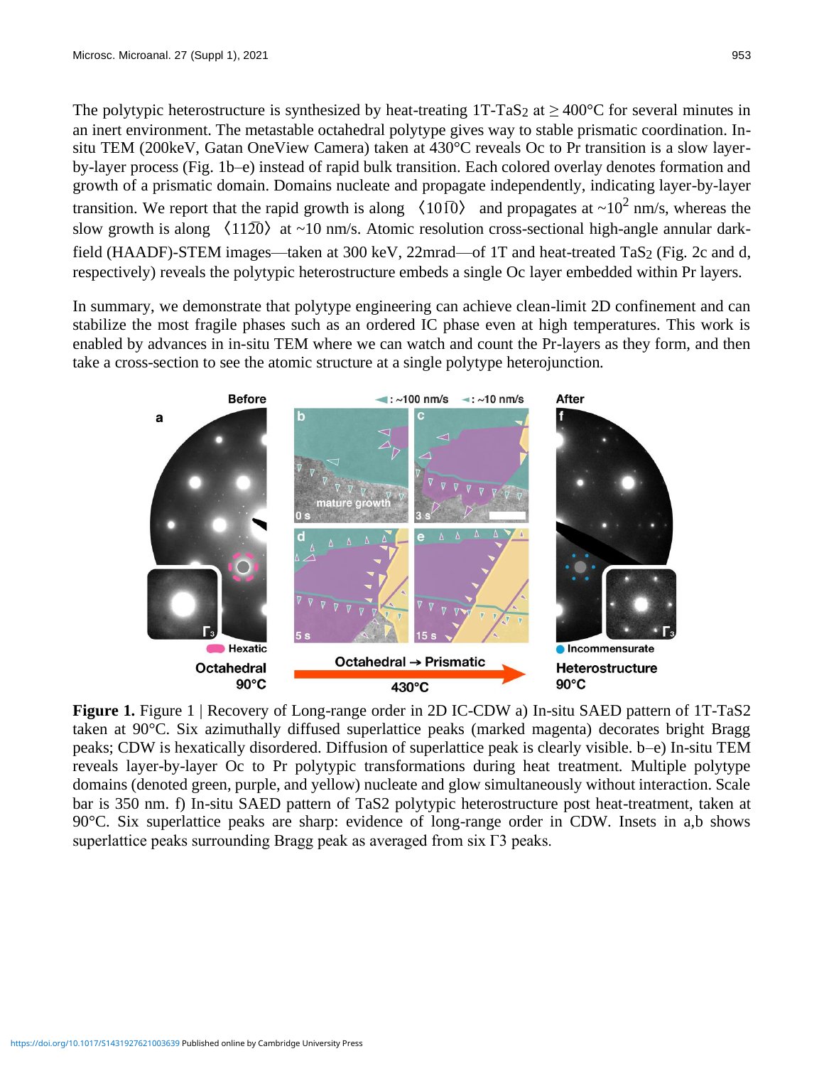The polytypic heterostructure is synthesized by heat-treating 1T-$TaS_2$ at ≥ 400°C for several minutes in an inert environment. The metastable octahedral polytype gives way to stable prismatic coordination. In-situ TEM (200keV, Gatan OneView Camera) taken at 430°C reveals Oc to Pr transition is a slow layer-by-layer process (Fig. 1b–e) instead of rapid bulk transition. Each colored overlay denotes formation and growth of a prismatic domain. Domains nucleate and propagate independently, indicating layer-by-layer transition. We report that the rapid growth is along $\langle 10\bar{1}0 \rangle$ and propagates at ~$10^2$ nm/s, whereas the slow growth is along $\langle 11\bar{2}0 \rangle$ at ~10 nm/s. Atomic resolution cross-sectional high-angle annular dark-field (HAADF)-STEM images—taken at 300 keV, 22mrad—of 1T and heat-treated $TaS_2$ (Fig. 2c and d, respectively) reveals the polytypic heterostructure embeds a single Oc layer embedded within Pr layers.

In summary, we demonstrate that polytype engineering can achieve clean-limit 2D confinement and can stabilize the most fragile phases such as an ordered IC phase even at high temperatures. This work is enabled by advances in in-situ TEM where we can watch and count the Pr-layers as they form, and then take a cross-section to see the atomic structure at a single polytype heterojunction.

**Figure 1.** Figure 1 | Recovery of Long-range order in 2D IC-CDW a) In-situ SAED pattern of 1T-TaS2 taken at 90°C. Six azimuthally diffused superlattice peaks (marked magenta) decorates bright Bragg peaks; CDW is hexatically disordered. Diffusion of superlattice peak is clearly visible. b–e) In-situ TEM reveals layer-by-layer Oc to Pr polytypic transformations during heat treatment. Multiple polytype domains (denoted green, purple, and yellow) nucleate and glow simultaneously without interaction. Scale bar is 350 nm. f) In-situ SAED pattern of TaS2 polytypic heterostructure post heat-treatment, taken at 90°C. Six superlattice peaks are sharp: evidence of long-range order in CDW. Insets in a,b shows superlattice peaks surrounding Bragg peak as averaged from six Γ3 peaks.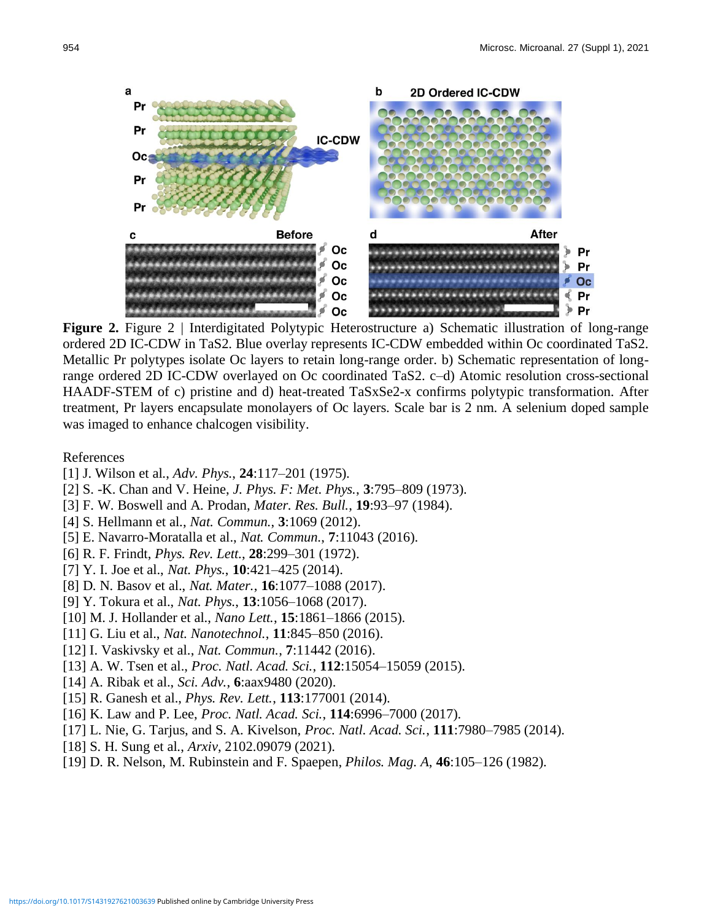a

Pr

Pr

Oc

IC-CDW

Pr

Pr

b

2D Ordered IC-CDW

c

Before

Oc

Oc

Oc

Oc

Oc

d

After

Pr

Pr

Oc

Pr

Pr

**Figure 2.** Figure 2 | Interdigitated Polytypic Heterostructure a) Schematic illustration of long-range ordered 2D IC-CDW in TaS2. Blue overlay represents IC-CDW embedded within Oc coordinated TaS2. Metallic Pr polytypes isolate Oc layers to retain long-range order. b) Schematic representation of long-range ordered 2D IC-CDW overlayed on Oc coordinated TaS2. c–d) Atomic resolution cross-sectional HAADF-STEM of c) pristine and d) heat-treated TaSxSe2-x confirms polytypic transformation. After treatment, Pr layers encapsulate monolayers of Oc layers. Scale bar is 2 nm. A selenium doped sample was imaged to enhance chalcogen visibility.

References

[1] J. Wilson et al., *Adv. Phys.*, **24**:117–201 (1975).
[2] S. -K. Chan and V. Heine, *J. Phys. F: Met. Phys.*, **3**:795–809 (1973).
[3] F. W. Boswell and A. Prodan, *Mater. Res. Bull.*, **19**:93–97 (1984).
[4] S. Hellmann et al., *Nat. Commun.*, **3**:1069 (2012).
[5] E. Navarro-Moratalla et al., *Nat. Commun.*, **7**:11043 (2016).
[6] R. F. Frindt, *Phys. Rev. Lett.*, **28**:299–301 (1972).
[7] Y. I. Joe et al., *Nat. Phys.*, **10**:421–425 (2014).
[8] D. N. Basov et al., *Nat. Mater.*, **16**:1077–1088 (2017).
[9] Y. Tokura et al., *Nat. Phys.*, **13**:1056–1068 (2017).
[10] M. J. Hollander et al., *Nano Lett.*, **15**:1861–1866 (2015).
[11] G. Liu et al., *Nat. Nanotechnol.*, **11**:845–850 (2016).
[12] I. Vaskivsky et al., *Nat. Commun.*, **7**:11442 (2016).
[13] A. W. Tsen et al., *Proc. Natl. Acad. Sci.*, **112**:15054–15059 (2015).
[14] A. Ribak et al., *Sci. Adv.*, **6**:aax9480 (2020).
[15] R. Ganesh et al., *Phys. Rev. Lett.*, **113**:177001 (2014).
[16] K. Law and P. Lee, *Proc. Natl. Acad. Sci.*, **114**:6996–7000 (2017).
[17] L. Nie, G. Tarjus, and S. A. Kivelson, *Proc. Natl. Acad. Sci.*, **111**:7980–7985 (2014).
[18] S. H. Sung et al., *Arxiv*, 2102.09079 (2021).
[19] D. R. Nelson, M. Rubinstein and F. Spaepen, *Philos. Mag. A*, **46**:105–126 (1982).